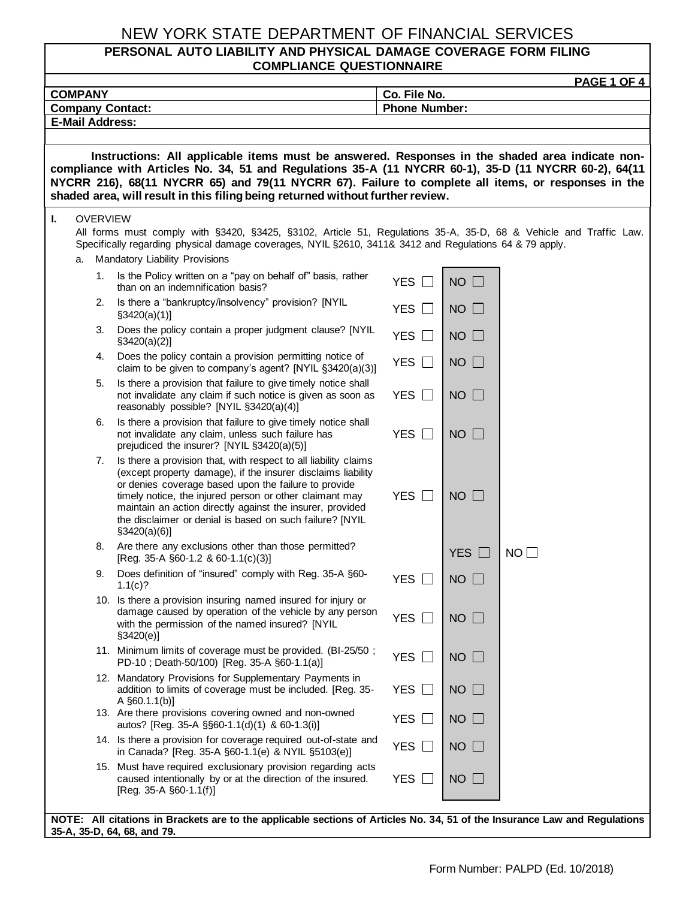# NEW YORK STATE DEPARTMENT OF FINANCIAL SERVICES

## PERSONAL AUTO LIABILITY AND PHYSICAL DAMAGE COVERAGE FORM FILING COMPLIANCE QUESTIONNAIRE

| | |
|---|---|
| **COMPANY** | **Co. File No.** |
| **Company Contact:** | **Phone Number:** |
| **E-Mail Address:** | |

**Instructions: All applicable items must be answered. Responses in the shaded area indicate non-compliance with Articles No. 34, 51 and Regulations 35-A (11 NYCRR 60-1), 35-D (11 NYCRR 60-2), 64(11 NYCRR 216), 68(11 NYCRR 65) and 79(11 NYCRR 67). Failure to complete all items, or responses in the shaded area, will result in this filing being returned without further review.**

**I.** OVERVIEW

All forms must comply with §3420, §3425, §3102, Article 51, Regulations 35-A, 35-D, 68 & Vehicle and Traffic Law. Specifically regarding physical damage coverages, NYIL §2610, 3411& 3412 and Regulations 64 & 79 apply.

a. Mandatory Liability Provisions

| | Question | | | |
|---|---|---|---|---|
| 1. | Is the Policy written on a "pay on behalf of" basis, rather than on an indemnification basis? | YES ☐ | NO ☐ | |
| 2. | Is there a "bankruptcy/insolvency" provision? [NYIL §3420(a)(1)] | YES ☐ | NO ☐ | |
| 3. | Does the policy contain a proper judgment clause? [NYIL §3420(a)(2)] | YES ☐ | NO ☐ | |
| 4. | Does the policy contain a provision permitting notice of claim to be given to company's agent? [NYIL §3420(a)(3)] | YES ☐ | NO ☐ | |
| 5. | Is there a provision that failure to give timely notice shall not invalidate any claim if such notice is given as soon as reasonably possible? [NYIL §3420(a)(4)] | YES ☐ | NO ☐ | |
| 6. | Is there a provision that failure to give timely notice shall not invalidate any claim, unless such failure has prejudiced the insurer? [NYIL §3420(a)(5)] | YES ☐ | NO ☐ | |
| 7. | Is there a provision that, with respect to all liability claims (except property damage), if the insurer disclaims liability or denies coverage based upon the failure to provide timely notice, the injured person or other claimant may maintain an action directly against the insurer, provided the disclaimer or denial is based on such failure? [NYIL §3420(a)(6)] | YES ☐ | NO ☐ | |
| 8. | Are there any exclusions other than those permitted? [Reg. 35-A §60-1.2 & 60-1.1(c)(3)] | | YES ☐ | NO ☐ |
| 9. | Does definition of "insured" comply with Reg. 35-A §60-1.1(c)? | YES ☐ | NO ☐ | |
| 10. | Is there a provision insuring named insured for injury or damage caused by operation of the vehicle by any person with the permission of the named insured? [NYIL §3420(e)] | YES ☐ | NO ☐ | |
| 11. | Minimum limits of coverage must be provided. (BI-25/50 ; PD-10 ; Death-50/100) [Reg. 35-A §60-1.1(a)] | YES ☐ | NO ☐ | |
| 12. | Mandatory Provisions for Supplementary Payments in addition to limits of coverage must be included. [Reg. 35-A §60.1.1(b)] | YES ☐ | NO ☐ | |
| 13. | Are there provisions covering owned and non-owned autos? [Reg. 35-A §§60-1.1(d)(1) & 60-1.3(i)] | YES ☐ | NO ☐ | |
| 14. | Is there a provision for coverage required out-of-state and in Canada? [Reg. 35-A §60-1.1(e) & NYIL §5103(e)] | YES ☐ | NO ☐ | |
| 15. | Must have required exclusionary provision regarding acts caused intentionally by or at the direction of the insured. [Reg. 35-A §60-1.1(f)] | YES ☐ | NO ☐ | |

**NOTE: All citations in Brackets are to the applicable sections of Articles No. 34, 51 of the Insurance Law and Regulations 35-A, 35-D, 64, 68, and 79.**

Form Number: PALPD (Ed. 10/2018)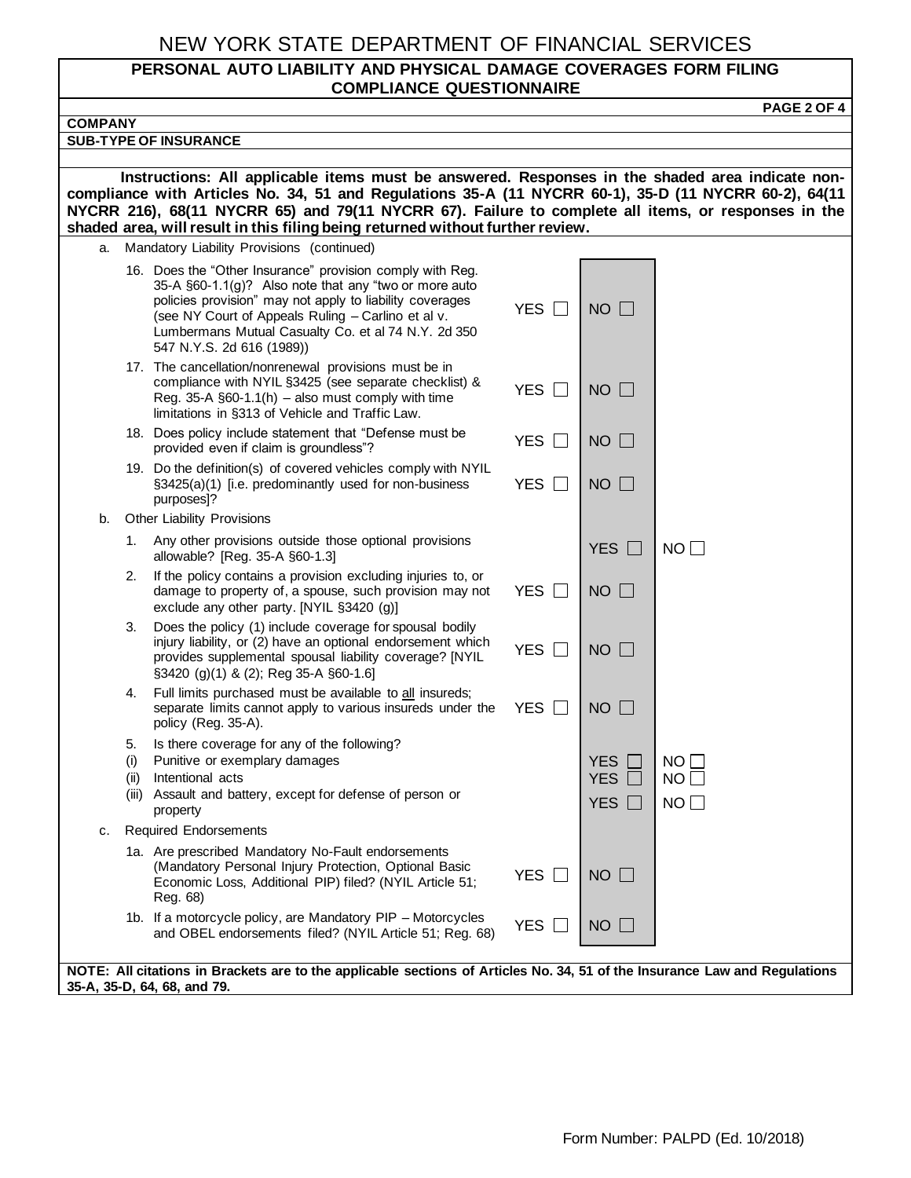# NEW YORK STATE DEPARTMENT OF FINANCIAL SERVICES

## PERSONAL AUTO LIABILITY AND PHYSICAL DAMAGE COVERAGES FORM FILING COMPLIANCE QUESTIONNAIRE

**COMPANY**

**SUB-TYPE OF INSURANCE**

**Instructions: All applicable items must be answered. Responses in the shaded area indicate non-compliance with Articles No. 34, 51 and Regulations 35-A (11 NYCRR 60-1), 35-D (11 NYCRR 60-2), 64(11 NYCRR 216), 68(11 NYCRR 65) and 79(11 NYCRR 67). Failure to complete all items, or responses in the shaded area, will result in this filing being returned without further review.**

| | | | | |
|---|---|---|---|---|
| **a. Mandatory Liability Provisions (continued)** | | | | |
| 16. Does the "Other Insurance" provision comply with Reg. 35-A §60-1.1(g)? Also note that any "two or more auto policies provision" may not apply to liability coverages (see NY Court of Appeals Ruling – Carlino et al v. Lumbermans Mutual Casualty Co. et al 74 N.Y. 2d 350 547 N.Y.S. 2d 616 (1989)) | YES ☐ | NO ☐ | |
| 17. The cancellation/nonrenewal provisions must be in compliance with NYIL §3425 (see separate checklist) & Reg. 35-A §60-1.1(h) – also must comply with time limitations in §313 of Vehicle and Traffic Law. | YES ☐ | NO ☐ | |
| 18. Does policy include statement that "Defense must be provided even if claim is groundless"? | YES ☐ | NO ☐ | |
| 19. Do the definition(s) of covered vehicles comply with NYIL §3425(a)(1) [i.e. predominantly used for non-business purposes]? | YES ☐ | NO ☐ | |
| **b. Other Liability Provisions** | | | |
| 1. Any other provisions outside those optional provisions allowable? [Reg. 35-A §60-1.3] | | YES ☐ | NO ☐ |
| 2. If the policy contains a provision excluding injuries to, or damage to property of, a spouse, such provision may not exclude any other party. [NYIL §3420 (g)] | YES ☐ | NO ☐ | |
| 3. Does the policy (1) include coverage for spousal bodily injury liability, or (2) have an optional endorsement which provides supplemental spousal liability coverage? [NYIL §3420 (g)(1) & (2); Reg 35-A §60-1.6] | YES ☐ | NO ☐ | |
| 4. Full limits purchased must be available to all insureds; separate limits cannot apply to various insureds under the policy (Reg. 35-A). | YES ☐ | NO ☐ | |
| 5. Is there coverage for any of the following? | | | |
| (i) Punitive or exemplary damages | | YES ☐ | NO ☐ |
| (ii) Intentional acts | | YES ☐ | NO ☐ |
| (iii) Assault and battery, except for defense of person or property | | YES ☐ | NO ☐ |
| **c. Required Endorsements** | | | |
| 1a. Are prescribed Mandatory No-Fault endorsements (Mandatory Personal Injury Protection, Optional Basic Economic Loss, Additional PIP) filed? (NYIL Article 51; Reg. 68) | YES ☐ | NO ☐ | |
| 1b. If a motorcycle policy, are Mandatory PIP – Motorcycles and OBEL endorsements filed? (NYIL Article 51; Reg. 68) | YES ☐ | NO ☐ | |

**NOTE: All citations in Brackets are to the applicable sections of Articles No. 34, 51 of the Insurance Law and Regulations 35-A, 35-D, 64, 68, and 79.**

Form Number: PALPD (Ed. 10/2018)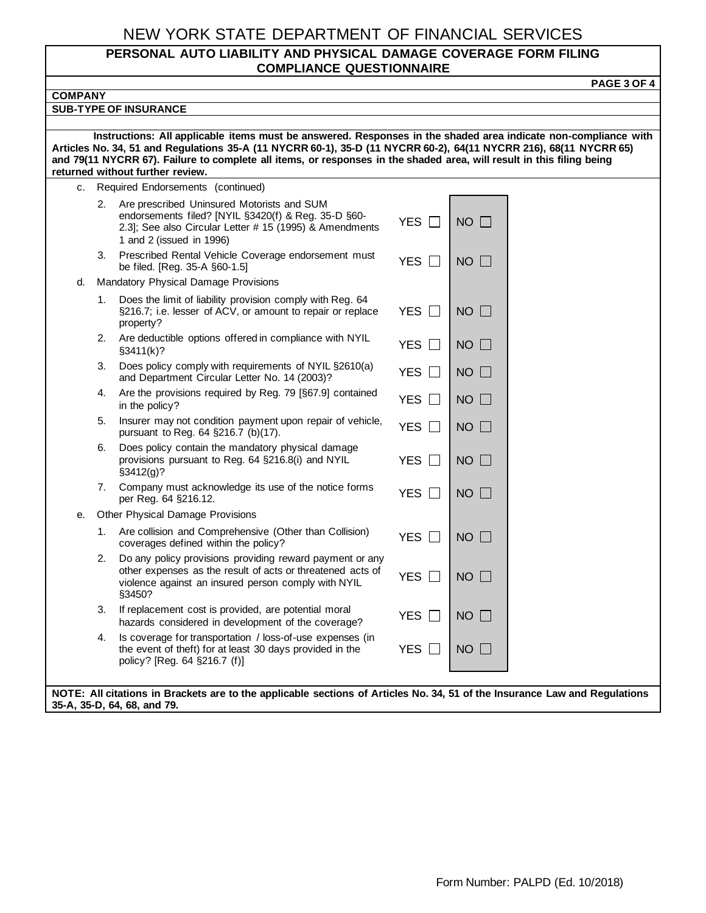# NEW YORK STATE DEPARTMENT OF FINANCIAL SERVICES

## PERSONAL AUTO LIABILITY AND PHYSICAL DAMAGE COVERAGE FORM FILING COMPLIANCE QUESTIONNAIRE

**COMPANY**

**SUB-TYPE OF INSURANCE**

**Instructions: All applicable items must be answered. Responses in the shaded area indicate non-compliance with Articles No. 34, 51 and Regulations 35-A (11 NYCRR 60-1), 35-D (11 NYCRR 60-2), 64(11 NYCRR 216), 68(11 NYCRR 65) and 79(11 NYCRR 67). Failure to complete all items, or responses in the shaded area, will result in this filing being returned without further review.**

| | | | | |
|---|---|---|---|---|
| c. | Required Endorsements (continued) | | | |
| | 2. | Are prescribed Uninsured Motorists and SUM endorsements filed? [NYIL §3420(f) & Reg. 35-D §60-2.3]; See also Circular Letter # 15 (1995) & Amendments 1 and 2 (issued in 1996) | YES ☐ | NO ☐ |
| | 3. | Prescribed Rental Vehicle Coverage endorsement must be filed. [Reg. 35-A §60-1.5] | YES ☐ | NO ☐ |
| d. | Mandatory Physical Damage Provisions | | | |
| | 1. | Does the limit of liability provision comply with Reg. 64 §216.7; i.e. lesser of ACV, or amount to repair or replace property? | YES ☐ | NO ☐ |
| | 2. | Are deductible options offered in compliance with NYIL §3411(k)? | YES ☐ | NO ☐ |
| | 3. | Does policy comply with requirements of NYIL §2610(a) and Department Circular Letter No. 14 (2003)? | YES ☐ | NO ☐ |
| | 4. | Are the provisions required by Reg. 79 [§67.9] contained in the policy? | YES ☐ | NO ☐ |
| | 5. | Insurer may not condition payment upon repair of vehicle, pursuant to Reg. 64 §216.7 (b)(17). | YES ☐ | NO ☐ |
| | 6. | Does policy contain the mandatory physical damage provisions pursuant to Reg. 64 §216.8(i) and NYIL §3412(g)? | YES ☐ | NO ☐ |
| | 7. | Company must acknowledge its use of the notice forms per Reg. 64 §216.12. | YES ☐ | NO ☐ |
| e. | Other Physical Damage Provisions | | | |
| | 1. | Are collision and Comprehensive (Other than Collision) coverages defined within the policy? | YES ☐ | NO ☐ |
| | 2. | Do any policy provisions providing reward payment or any other expenses as the result of acts or threatened acts of violence against an insured person comply with NYIL §3450? | YES ☐ | NO ☐ |
| | 3. | If replacement cost is provided, are potential moral hazards considered in development of the coverage? | YES ☐ | NO ☐ |
| | 4. | Is coverage for transportation / loss-of-use expenses (in the event of theft) for at least 30 days provided in the policy? [Reg. 64 §216.7 (f)] | YES ☐ | NO ☐ |

**NOTE: All citations in Brackets are to the applicable sections of Articles No. 34, 51 of the Insurance Law and Regulations 35-A, 35-D, 64, 68, and 79.**

Form Number: PALPD (Ed. 10/2018)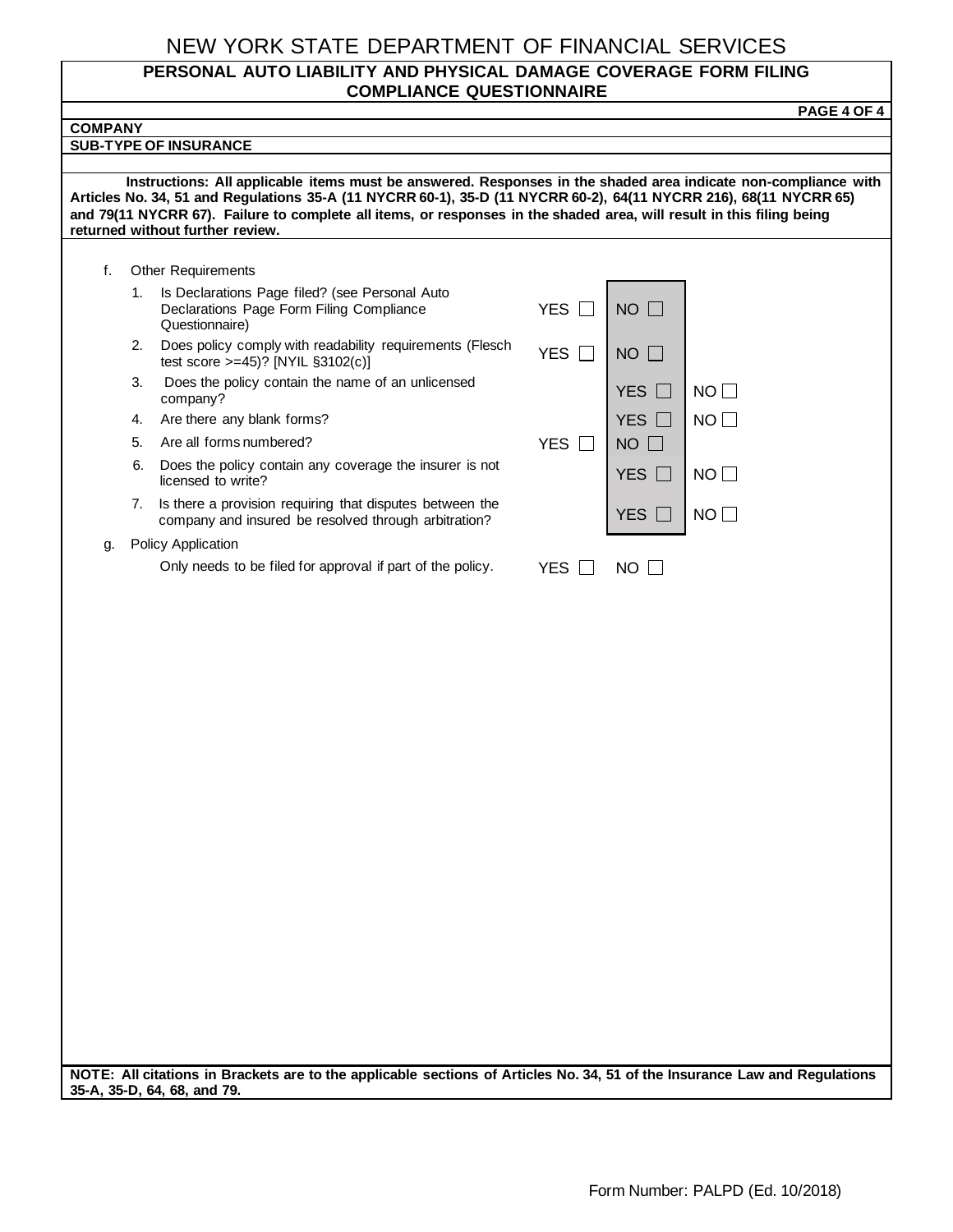# NEW YORK STATE DEPARTMENT OF FINANCIAL SERVICES

## PERSONAL AUTO LIABILITY AND PHYSICAL DAMAGE COVERAGE FORM FILING COMPLIANCE QUESTIONNAIRE

**COMPANY**

**SUB-TYPE OF INSURANCE**

**Instructions: All applicable items must be answered. Responses in the shaded area indicate non-compliance with Articles No. 34, 51 and Regulations 35-A (11 NYCRR 60-1), 35-D (11 NYCRR 60-2), 64(11 NYCRR 216), 68(11 NYCRR 65) and 79(11 NYCRR 67). Failure to complete all items, or responses in the shaded area, will result in this filing being returned without further review.**

f. Other Requirements

| | | | |
|---|---|---|---|
| 1. Is Declarations Page filed? (see Personal Auto Declarations Page Form Filing Compliance Questionnaire) | YES ☐ | NO ☐ | |
| 2. Does policy comply with readability requirements (Flesch test score >=45)? [NYIL §3102(c)] | YES ☐ | NO ☐ | |
| 3. Does the policy contain the name of an unlicensed company? | | YES ☐ | NO ☐ |
| 4. Are there any blank forms? | | YES ☐ | NO ☐ |
| 5. Are all forms numbered? | YES ☐ | NO ☐ | |
| 6. Does the policy contain any coverage the insurer is not licensed to write? | | YES ☐ | NO ☐ |
| 7. Is there a provision requiring that disputes between the company and insured be resolved through arbitration? | | YES ☐ | NO ☐ |

g. Policy Application

| | | | |
|---|---|---|---|
| Only needs to be filed for approval if part of the policy. | YES ☐ | NO ☐ | |

**NOTE: All citations in Brackets are to the applicable sections of Articles No. 34, 51 of the Insurance Law and Regulations 35-A, 35-D, 64, 68, and 79.**

Form Number: PALPD (Ed. 10/2018)